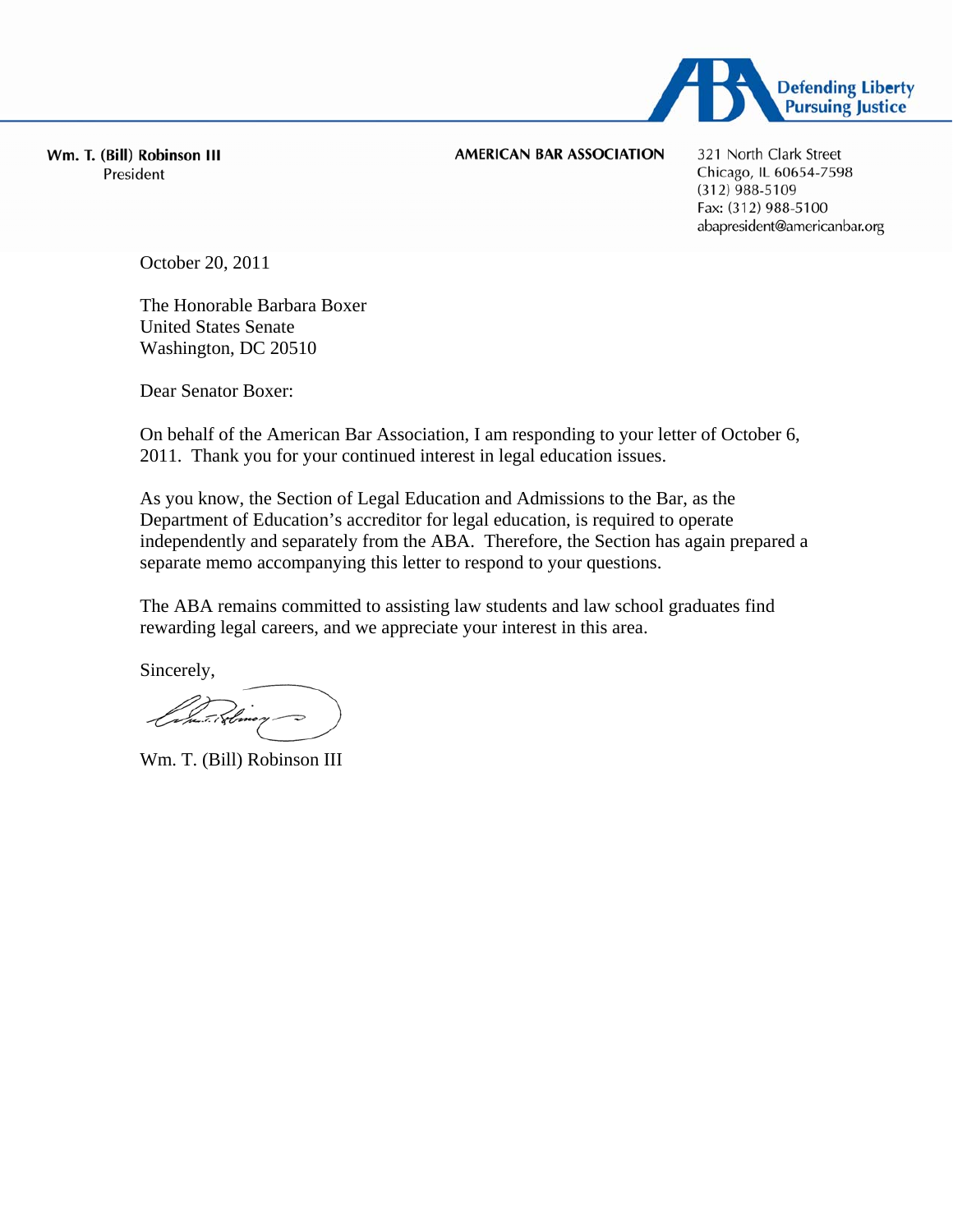Defending Liberty
Pursuing Justice

**Wm. T. (Bill) Robinson III**
President

**AMERICAN BAR ASSOCIATION**

321 North Clark Street
Chicago, IL 60654-7598
(312) 988-5109
Fax: (312) 988-5100
abapresident@americanbar.org

October 20, 2011

The Honorable Barbara Boxer
United States Senate
Washington, DC 20510

Dear Senator Boxer:

On behalf of the American Bar Association, I am responding to your letter of October 6, 2011. Thank you for your continued interest in legal education issues.

As you know, the Section of Legal Education and Admissions to the Bar, as the Department of Education's accreditor for legal education, is required to operate independently and separately from the ABA. Therefore, the Section has again prepared a separate memo accompanying this letter to respond to your questions.

The ABA remains committed to assisting law students and law school graduates find rewarding legal careers, and we appreciate your interest in this area.

Sincerely,

Wm. T. (Bill) Robinson III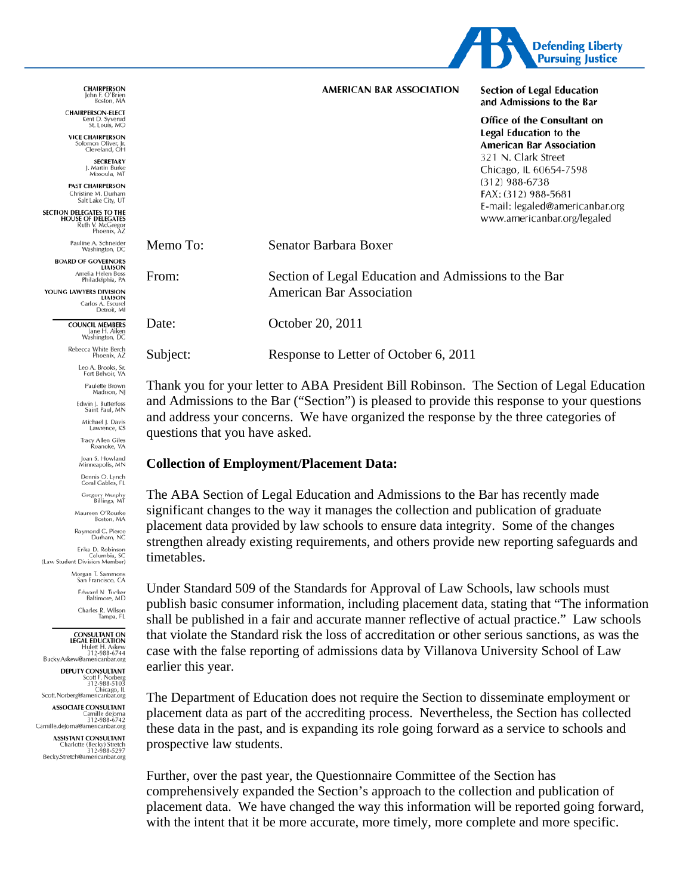**AMERICAN BAR ASSOCIATION**

**Section of Legal Education and Admissions to the Bar**

**Office of the Consultant on Legal Education to the American Bar Association**
321 N. Clark Street
Chicago, IL 60654-7598
(312) 988-6738
FAX: (312) 988-5681
E-mail: legaled@americanbar.org
www.americanbar.org/legaled

**CHAIRPERSON**
John F. O'Brien
Boston, MA

**CHAIRPERSON-ELECT**
Kent D. Syverud
St. Louis, MO

**VICE CHAIRPERSON**
Solomon Oliver, Jr.
Cleveland, OH

**SECRETARY**
J. Martin Burke
Missoula, MT

**PAST CHAIRPERSON**
Christine M. Durham
Salt Lake City, UT

**SECTION DELEGATES TO THE HOUSE OF DELEGATES**
Ruth V. McGregor
Phoenix, AZ

Pauline A. Schneider
Washington, DC

**BOARD OF GOVERNORS LIAISON**
Amelia Helen Boss
Philadelphia, PA

**YOUNG LAWYERS DIVISION LIAISON**
Carlos A. Escurel
Detroit, MI

**COUNCIL MEMBERS**
Jane H. Aiken
Washington, DC

Rebecca White Berch
Phoenix, AZ

Leo A. Brooks, Sr.
Fort Belvoir, VA

Paulette Brown
Madison, NJ

Edwin J. Butterfoss
Saint Paul, MN

Michael J. Davis
Lawrence, KS

Tracy Allen Giles
Roanoke, VA

Joan S. Howland
Minneapolis, MN

Dennis O. Lynch
Coral Gables, FL

Gregory Murphy
Billings, MT

Maureen O'Rourke
Boston, MA

Raymond C. Pierce
Durham, NC

Erika D. Robinson
Columbia, SC
(Law Student Division Member)

Morgan T. Sammons
San Francisco, CA

Edward N. Tucker
Baltimore, MD

Charles R. Wilson
Tampa, FL

**CONSULTANT ON LEGAL EDUCATION**
Hulett H. Askew
312-988-6744
Bucky.Askew@americanbar.org

**DEPUTY CONSULTANT**
Scott F. Norberg
312-988-5103
Chicago, IL
Scott.Norberg@americanbar.org

**ASSOCIATE CONSULTANT**
Camille deJorna
312-988-6742
Camille.deJorna@americanbar.org

**ASSISTANT CONSULTANT**
Charlotte (Becky) Stretch
312-988-5297
Becky.Stretch@americanbar.org

| | |
|---|---|
| Memo To: | Senator Barbara Boxer |
| From: | Section of Legal Education and Admissions to the Bar<br>American Bar Association |
| Date: | October 20, 2011 |
| Subject: | Response to Letter of October 6, 2011 |

Thank you for your letter to ABA President Bill Robinson. The Section of Legal Education and Admissions to the Bar ("Section") is pleased to provide this response to your questions and address your concerns. We have organized the response by the three categories of questions that you have asked.

**Collection of Employment/Placement Data:**

The ABA Section of Legal Education and Admissions to the Bar has recently made significant changes to the way it manages the collection and publication of graduate placement data provided by law schools to ensure data integrity. Some of the changes strengthen already existing requirements, and others provide new reporting safeguards and timetables.

Under Standard 509 of the Standards for Approval of Law Schools, law schools must publish basic consumer information, including placement data, stating that "The information shall be published in a fair and accurate manner reflective of actual practice." Law schools that violate the Standard risk the loss of accreditation or other serious sanctions, as was the case with the false reporting of admissions data by Villanova University School of Law earlier this year.

The Department of Education does not require the Section to disseminate employment or placement data as part of the accrediting process. Nevertheless, the Section has collected these data in the past, and is expanding its role going forward as a service to schools and prospective law students.

Further, over the past year, the Questionnaire Committee of the Section has comprehensively expanded the Section's approach to the collection and publication of placement data. We have changed the way this information will be reported going forward, with the intent that it be more accurate, more timely, more complete and more specific.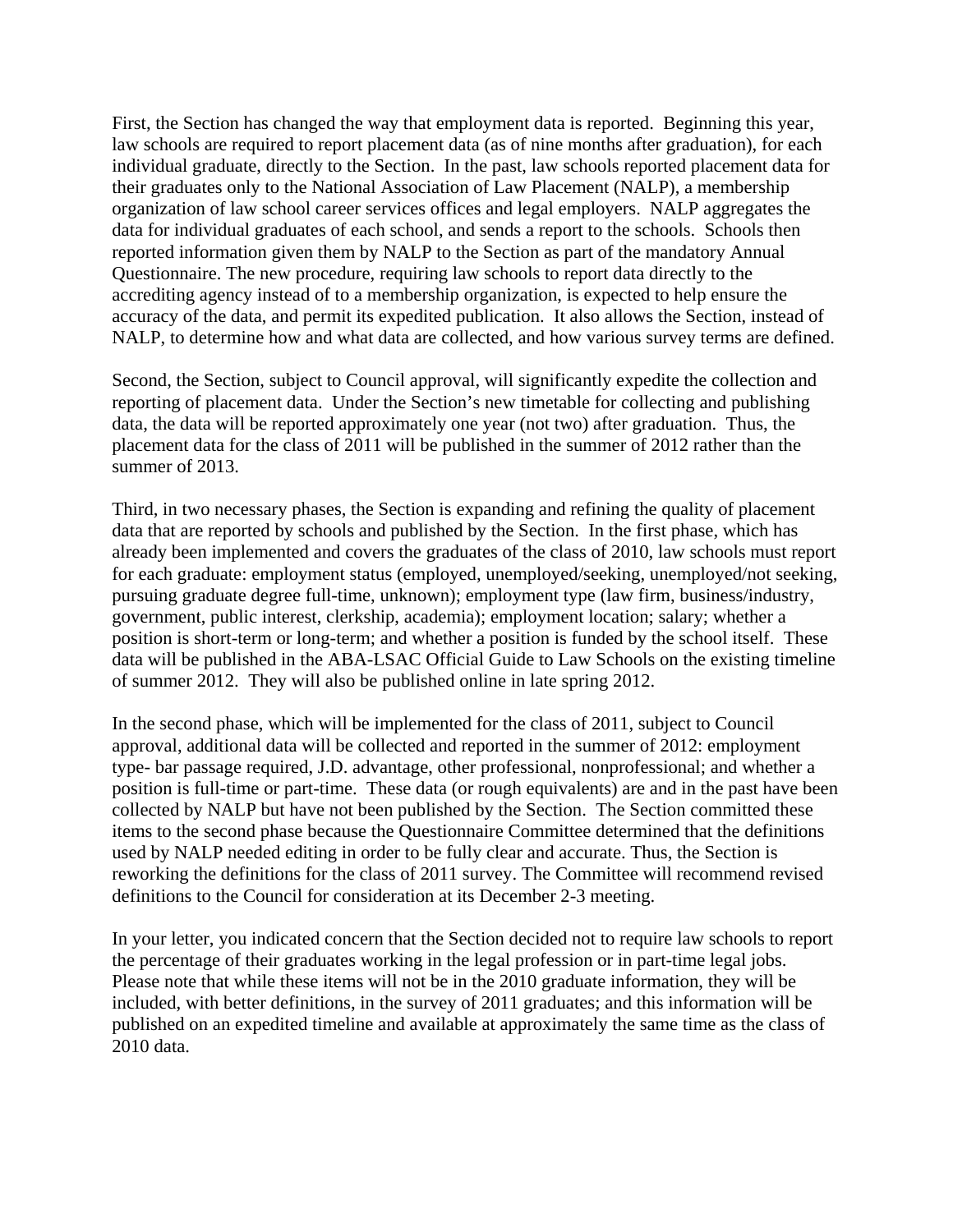First, the Section has changed the way that employment data is reported. Beginning this year, law schools are required to report placement data (as of nine months after graduation), for each individual graduate, directly to the Section. In the past, law schools reported placement data for their graduates only to the National Association of Law Placement (NALP), a membership organization of law school career services offices and legal employers. NALP aggregates the data for individual graduates of each school, and sends a report to the schools. Schools then reported information given them by NALP to the Section as part of the mandatory Annual Questionnaire. The new procedure, requiring law schools to report data directly to the accrediting agency instead of to a membership organization, is expected to help ensure the accuracy of the data, and permit its expedited publication. It also allows the Section, instead of NALP, to determine how and what data are collected, and how various survey terms are defined.

Second, the Section, subject to Council approval, will significantly expedite the collection and reporting of placement data. Under the Section's new timetable for collecting and publishing data, the data will be reported approximately one year (not two) after graduation. Thus, the placement data for the class of 2011 will be published in the summer of 2012 rather than the summer of 2013.

Third, in two necessary phases, the Section is expanding and refining the quality of placement data that are reported by schools and published by the Section. In the first phase, which has already been implemented and covers the graduates of the class of 2010, law schools must report for each graduate: employment status (employed, unemployed/seeking, unemployed/not seeking, pursuing graduate degree full-time, unknown); employment type (law firm, business/industry, government, public interest, clerkship, academia); employment location; salary; whether a position is short-term or long-term; and whether a position is funded by the school itself. These data will be published in the ABA-LSAC Official Guide to Law Schools on the existing timeline of summer 2012. They will also be published online in late spring 2012.

In the second phase, which will be implemented for the class of 2011, subject to Council approval, additional data will be collected and reported in the summer of 2012: employment type- bar passage required, J.D. advantage, other professional, nonprofessional; and whether a position is full-time or part-time. These data (or rough equivalents) are and in the past have been collected by NALP but have not been published by the Section. The Section committed these items to the second phase because the Questionnaire Committee determined that the definitions used by NALP needed editing in order to be fully clear and accurate. Thus, the Section is reworking the definitions for the class of 2011 survey. The Committee will recommend revised definitions to the Council for consideration at its December 2-3 meeting.

In your letter, you indicated concern that the Section decided not to require law schools to report the percentage of their graduates working in the legal profession or in part-time legal jobs. Please note that while these items will not be in the 2010 graduate information, they will be included, with better definitions, in the survey of 2011 graduates; and this information will be published on an expedited timeline and available at approximately the same time as the class of 2010 data.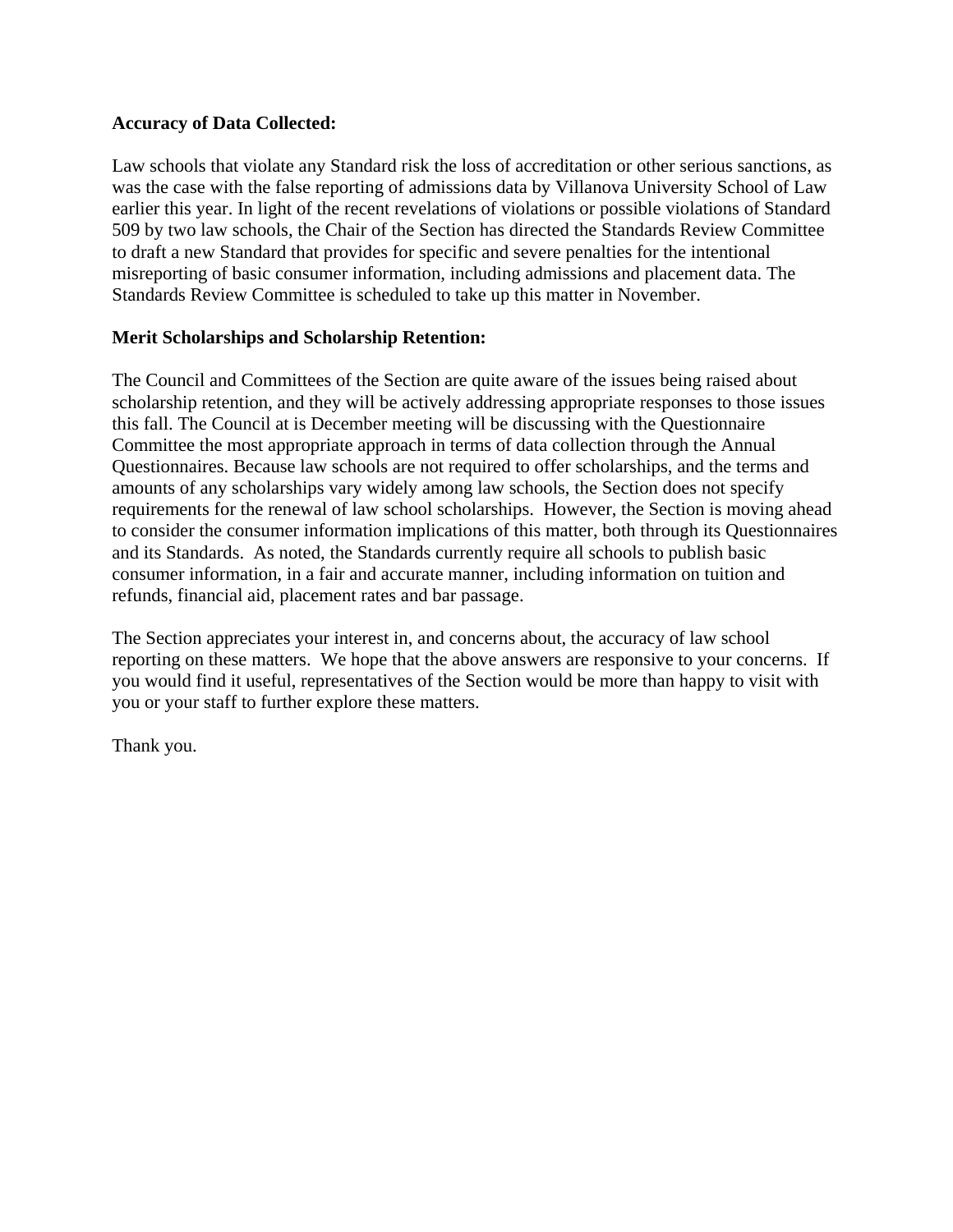**Accuracy of Data Collected:**

Law schools that violate any Standard risk the loss of accreditation or other serious sanctions, as was the case with the false reporting of admissions data by Villanova University School of Law earlier this year. In light of the recent revelations of violations or possible violations of Standard 509 by two law schools, the Chair of the Section has directed the Standards Review Committee to draft a new Standard that provides for specific and severe penalties for the intentional misreporting of basic consumer information, including admissions and placement data. The Standards Review Committee is scheduled to take up this matter in November.

**Merit Scholarships and Scholarship Retention:**

The Council and Committees of the Section are quite aware of the issues being raised about scholarship retention, and they will be actively addressing appropriate responses to those issues this fall. The Council at is December meeting will be discussing with the Questionnaire Committee the most appropriate approach in terms of data collection through the Annual Questionnaires. Because law schools are not required to offer scholarships, and the terms and amounts of any scholarships vary widely among law schools, the Section does not specify requirements for the renewal of law school scholarships. However, the Section is moving ahead to consider the consumer information implications of this matter, both through its Questionnaires and its Standards. As noted, the Standards currently require all schools to publish basic consumer information, in a fair and accurate manner, including information on tuition and refunds, financial aid, placement rates and bar passage.

The Section appreciates your interest in, and concerns about, the accuracy of law school reporting on these matters. We hope that the above answers are responsive to your concerns. If you would find it useful, representatives of the Section would be more than happy to visit with you or your staff to further explore these matters.

Thank you.